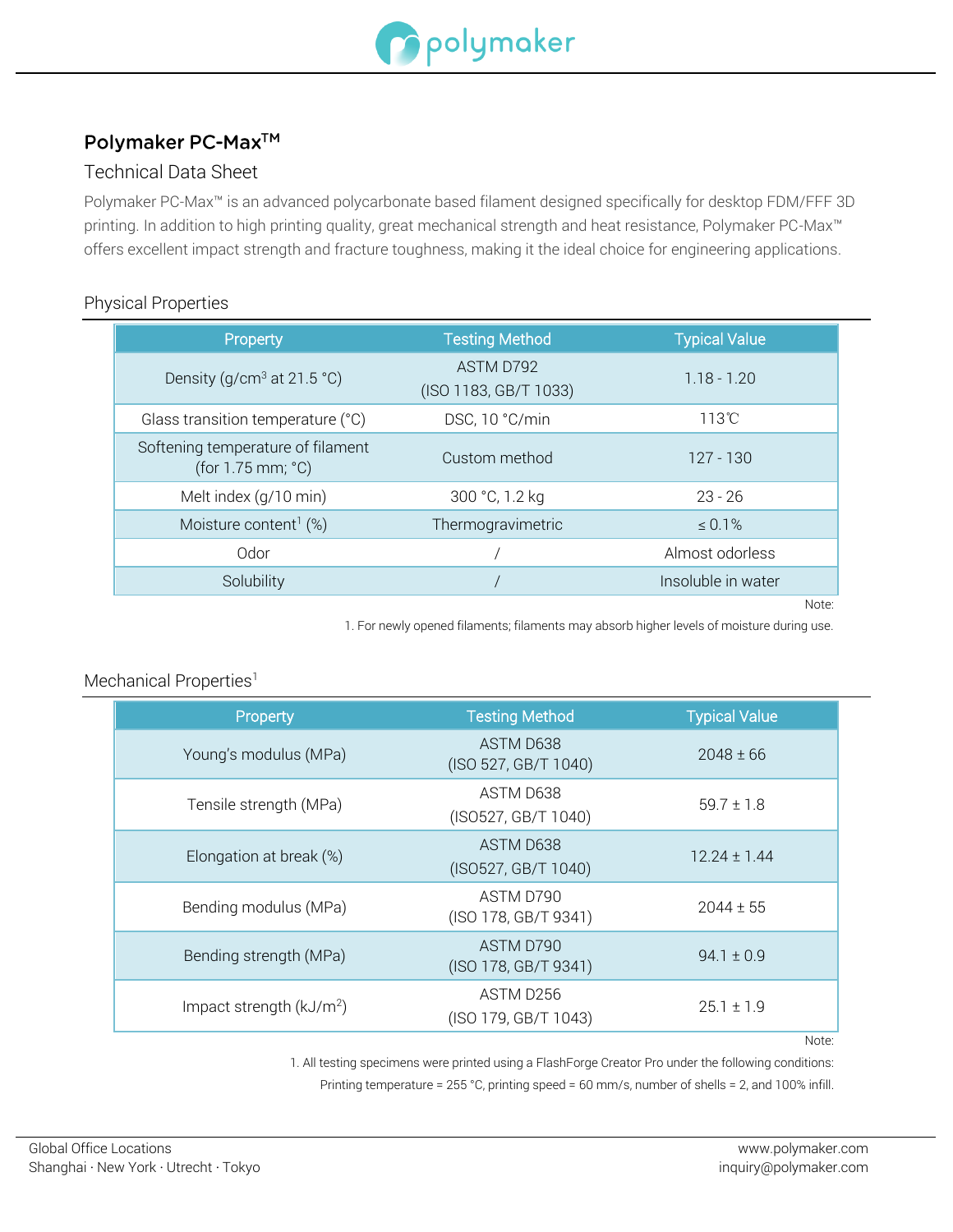# Polymaker PC-Max™

## Technical Data Sheet

Polymaker PC-Max™ is an advanced polycarbonate based filament designed specifically for desktop FDM/FFF 3D printing. In addition to high printing quality, great mechanical strength and heat resistance, Polymaker PC-Max™ offers excellent impact strength and fracture toughness, making it the ideal choice for engineering applications.

### Physical Properties

| Property | Testing Method | Typical Value |
|---|---|---|
| Density (g/cm$^3$ at 21.5 °C) | ASTM D792 (ISO 1183, GB/T 1033) | 1.18 - 1.20 |
| Glass transition temperature (°C) | DSC, 10 °C/min | 113℃ |
| Softening temperature of filament (for 1.75 mm; °C) | Custom method | 127 - 130 |
| Melt index (g/10 min) | 300 °C, 1.2 kg | 23 - 26 |
| Moisture content[1] (%) | Thermogravimetric | ≤ 0.1% |
| Odor | / | Almost odorless |
| Solubility | / | Insoluble in water |

Note:

1. For newly opened filaments; filaments may absorb higher levels of moisture during use.

### Mechanical Properties[1]

| Property | Testing Method | Typical Value |
|---|---|---|
| Young's modulus (MPa) | ASTM D638 (ISO 527, GB/T 1040) | 2048 ± 66 |
| Tensile strength (MPa) | ASTM D638 (ISO527, GB/T 1040) | 59.7 ± 1.8 |
| Elongation at break (%) | ASTM D638 (ISO527, GB/T 1040) | 12.24 ± 1.44 |
| Bending modulus (MPa) | ASTM D790 (ISO 178, GB/T 9341) | 2044 ± 55 |
| Bending strength (MPa) | ASTM D790 (ISO 178, GB/T 9341) | 94.1 ± 0.9 |
| Impact strength (kJ/m$^2$) | ASTM D256 (ISO 179, GB/T 1043) | 25.1 ± 1.9 |

Note:

1. All testing specimens were printed using a FlashForge Creator Pro under the following conditions: Printing temperature = 255 °C, printing speed = 60 mm/s, number of shells = 2, and 100% infill.

Global Office Locations
Shanghai · New York · Utrecht · Tokyo

www.polymaker.com
inquiry@polymaker.com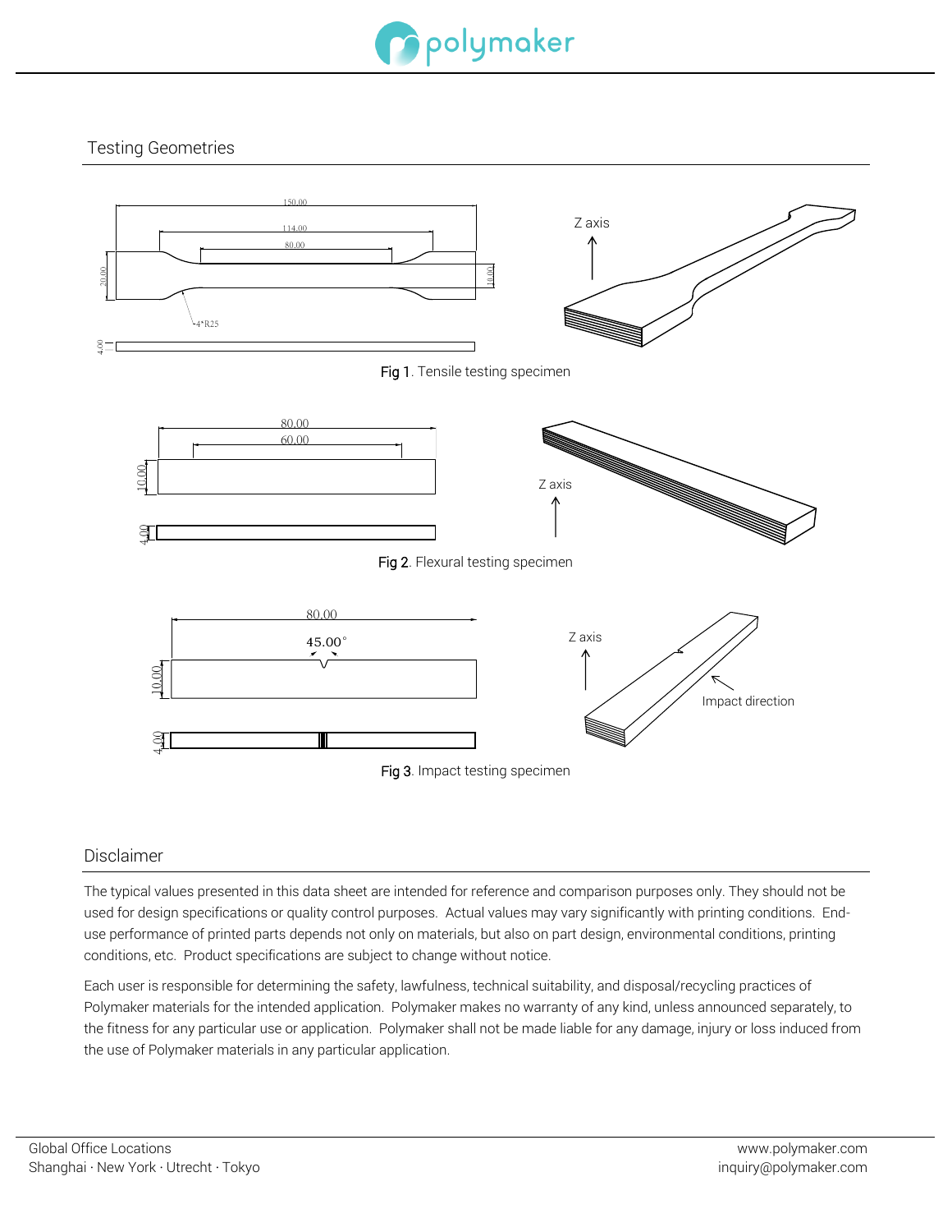## Testing Geometries

150.00
114.00
80.00
20.00
10.00
4*R25
4.00
Z axis

Fig 1. Tensile testing specimen

80.00
60.00
10.00
4.00
Z axis

Fig 2. Flexural testing specimen

80.00
45.00°
10.00
4.00
Z axis
Impact direction

Fig 3. Impact testing specimen

## Disclaimer

The typical values presented in this data sheet are intended for reference and comparison purposes only. They should not be used for design specifications or quality control purposes. Actual values may vary significantly with printing conditions. End-use performance of printed parts depends not only on materials, but also on part design, environmental conditions, printing conditions, etc. Product specifications are subject to change without notice.

Each user is responsible for determining the safety, lawfulness, technical suitability, and disposal/recycling practices of Polymaker materials for the intended application. Polymaker makes no warranty of any kind, unless announced separately, to the fitness for any particular use or application. Polymaker shall not be made liable for any damage, injury or loss induced from the use of Polymaker materials in any particular application.